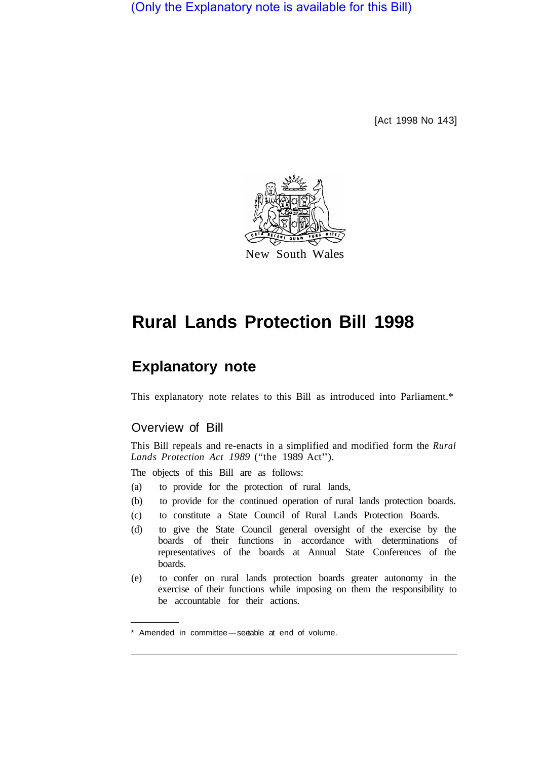(Only the Explanatory note is available for this Bill)

[Act 1998 No 143]

New South Wales

# Rural Lands Protection Bill 1998

## Explanatory note

This explanatory note relates to this Bill as introduced into Parliament.*

### Overview of Bill

This Bill repeals and re-enacts in a simplified and modified form the *Rural Lands Protection Act 1989* ("the 1989 Act").

The objects of this Bill are as follows:

(a) to provide for the protection of rural lands,

(b) to provide for the continued operation of rural lands protection boards.

(c) to constitute a State Council of Rural Lands Protection Boards.

(d) to give the State Council general oversight of the exercise by the boards of their functions in accordance with determinations of representatives of the boards at Annual State Conferences of the boards.

(e) to confer on rural lands protection boards greater autonomy in the exercise of their functions while imposing on them the responsibility to be accountable for their actions.

* Amended in committee—see table at end of volume.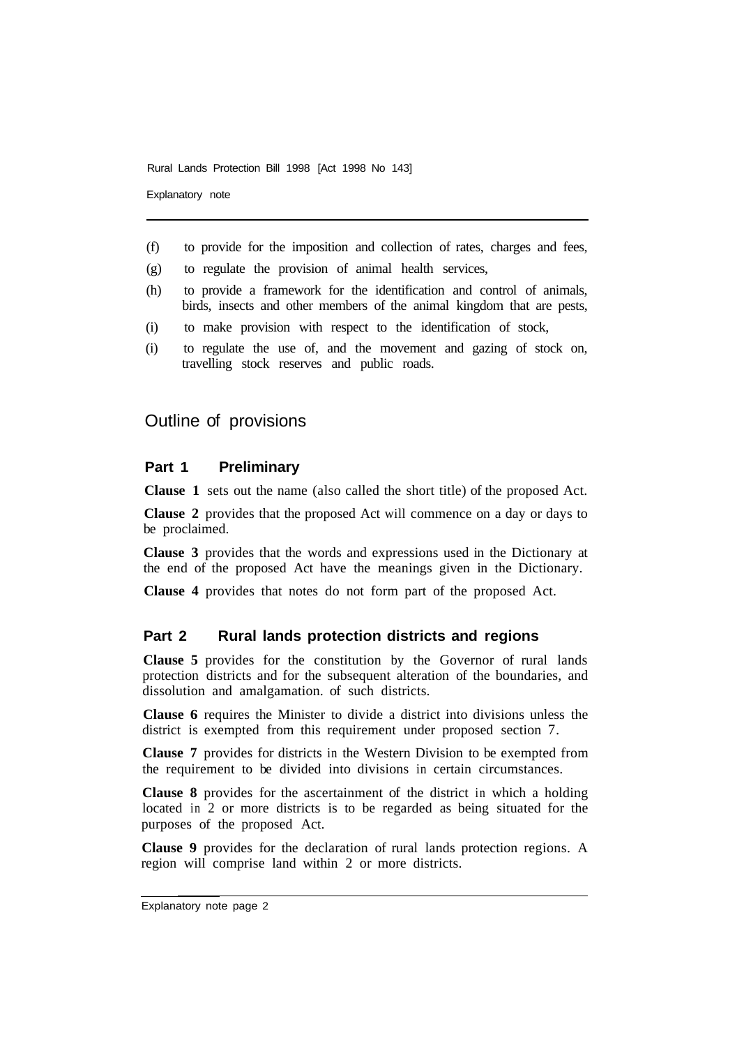(f) to provide for the imposition and collection of rates, charges and fees,

(g) to regulate the provision of animal health services,

(h) to provide a framework for the identification and control of animals, birds, insects and other members of the animal kingdom that are pests,

(i) to make provision with respect to the identification of stock,

(i) to regulate the use of, and the movement and gazing of stock on, travelling stock reserves and public roads.

## Outline of provisions

### Part 1 Preliminary

**Clause 1** sets out the name (also called the short title) of the proposed Act.

**Clause 2** provides that the proposed Act will commence on a day or days to be proclaimed.

**Clause 3** provides that the words and expressions used in the Dictionary at the end of the proposed Act have the meanings given in the Dictionary.

**Clause 4** provides that notes do not form part of the proposed Act.

### Part 2 Rural lands protection districts and regions

**Clause 5** provides for the constitution by the Governor of rural lands protection districts and for the subsequent alteration of the boundaries, and dissolution and amalgamation. of such districts.

**Clause 6** requires the Minister to divide a district into divisions unless the district is exempted from this requirement under proposed section 7.

**Clause 7** provides for districts in the Western Division to be exempted from the requirement to be divided into divisions in certain circumstances.

**Clause 8** provides for the ascertainment of the district in which a holding located in 2 or more districts is to be regarded as being situated for the purposes of the proposed Act.

**Clause 9** provides for the declaration of rural lands protection regions. A region will comprise land within 2 or more districts.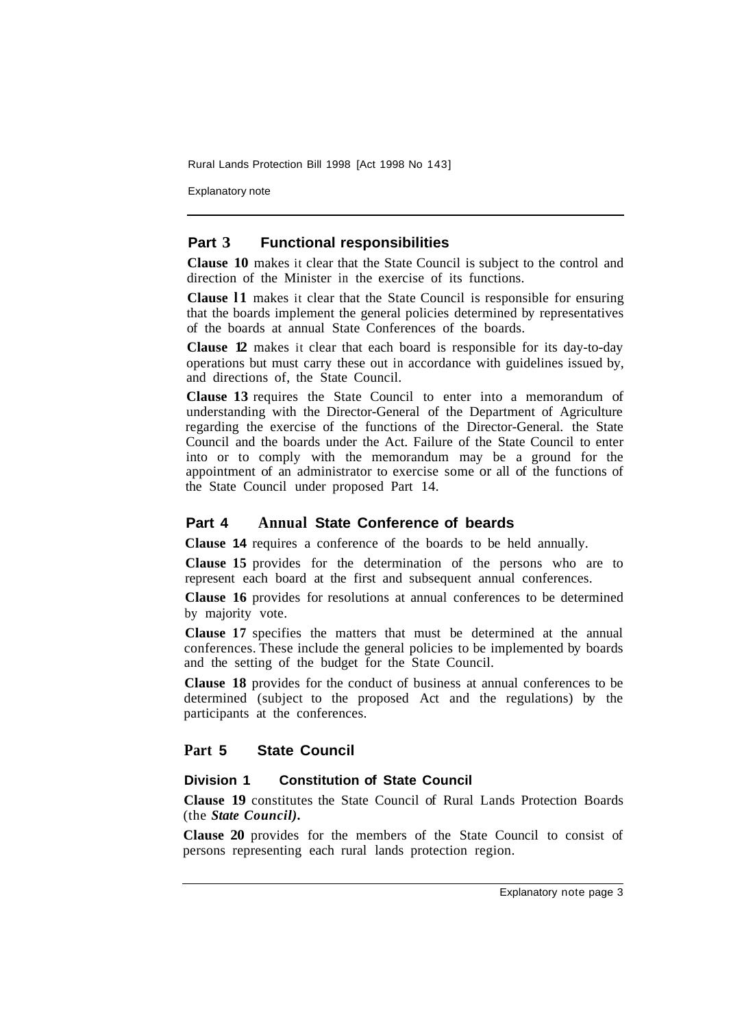## Part 3 Functional responsibilities

**Clause 10** makes it clear that the State Council is subject to the control and direction of the Minister in the exercise of its functions.

**Clause 11** makes it clear that the State Council is responsible for ensuring that the boards implement the general policies determined by representatives of the boards at annual State Conferences of the boards.

**Clause 12** makes it clear that each board is responsible for its day-to-day operations but must carry these out in accordance with guidelines issued by, and directions of, the State Council.

**Clause 13** requires the State Council to enter into a memorandum of understanding with the Director-General of the Department of Agriculture regarding the exercise of the functions of the Director-General. the State Council and the boards under the Act. Failure of the State Council to enter into or to comply with the memorandum may be a ground for the appointment of an administrator to exercise some or all of the functions of the State Council under proposed Part 14.

## Part 4 Annual State Conference of beards

**Clause 14** requires a conference of the boards to be held annually.

**Clause 15** provides for the determination of the persons who are to represent each board at the first and subsequent annual conferences.

**Clause 16** provides for resolutions at annual conferences to be determined by majority vote.

**Clause 17** specifies the matters that must be determined at the annual conferences. These include the general policies to be implemented by boards and the setting of the budget for the State Council.

**Clause 18** provides for the conduct of business at annual conferences to be determined (subject to the proposed Act and the regulations) by the participants at the conferences.

## Part 5 State Council

### Division 1 Constitution of State Council

**Clause 19** constitutes the State Council of Rural Lands Protection Boards (the ***State Council).***

**Clause 20** provides for the members of the State Council to consist of persons representing each rural lands protection region.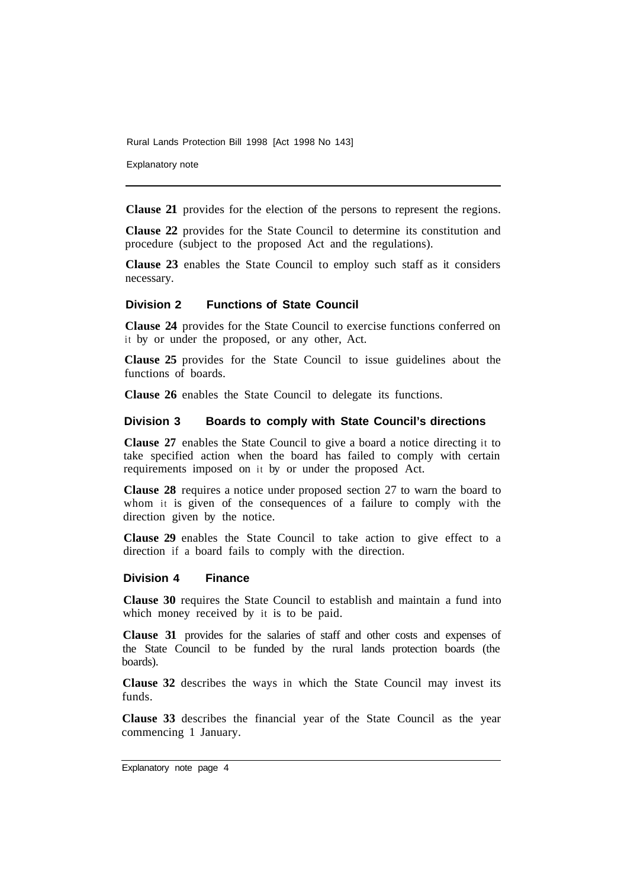**Clause 21** provides for the election of the persons to represent the regions.

**Clause 22** provides for the State Council to determine its constitution and procedure (subject to the proposed Act and the regulations).

**Clause 23** enables the State Council to employ such staff as it considers necessary.

### Division 2 Functions of State Council

**Clause 24** provides for the State Council to exercise functions conferred on it by or under the proposed, or any other, Act.

**Clause 25** provides for the State Council to issue guidelines about the functions of boards.

**Clause 26** enables the State Council to delegate its functions.

### Division 3 Boards to comply with State Council's directions

**Clause 27** enables the State Council to give a board a notice directing it to take specified action when the board has failed to comply with certain requirements imposed on it by or under the proposed Act.

**Clause 28** requires a notice under proposed section 27 to warn the board to whom it is given of the consequences of a failure to comply with the direction given by the notice.

**Clause 29** enables the State Council to take action to give effect to a direction if a board fails to comply with the direction.

### Division 4 Finance

**Clause 30** requires the State Council to establish and maintain a fund into which money received by it is to be paid.

**Clause 31** provides for the salaries of staff and other costs and expenses of the State Council to be funded by the rural lands protection boards (the boards).

**Clause 32** describes the ways in which the State Council may invest its funds.

**Clause 33** describes the financial year of the State Council as the year commencing 1 January.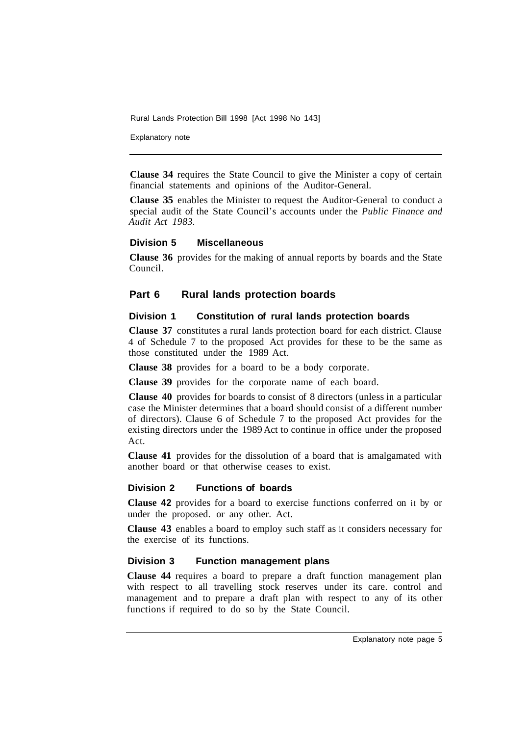**Clause 34** requires the State Council to give the Minister a copy of certain financial statements and opinions of the Auditor-General.

**Clause 35** enables the Minister to request the Auditor-General to conduct a special audit of the State Council's accounts under the *Public Finance and Audit Act 1983*.

### Division 5 Miscellaneous

**Clause 36** provides for the making of annual reports by boards and the State Council.

## Part 6 Rural lands protection boards

### Division 1 Constitution of rural lands protection boards

**Clause 37** constitutes a rural lands protection board for each district. Clause 4 of Schedule 7 to the proposed Act provides for these to be the same as those constituted under the 1989 Act.

**Clause 38** provides for a board to be a body corporate.

**Clause 39** provides for the corporate name of each board.

**Clause 40** provides for boards to consist of 8 directors (unless in a particular case the Minister determines that a board should consist of a different number of directors). Clause 6 of Schedule 7 to the proposed Act provides for the existing directors under the 1989 Act to continue in office under the proposed Act.

**Clause 41** provides for the dissolution of a board that is amalgamated with another board or that otherwise ceases to exist.

### Division 2 Functions of boards

**Clause 42** provides for a board to exercise functions conferred on it by or under the proposed. or any other. Act.

**Clause 43** enables a board to employ such staff as it considers necessary for the exercise of its functions.

### Division 3 Function management plans

**Clause 44** requires a board to prepare a draft function management plan with respect to all travelling stock reserves under its care. control and management and to prepare a draft plan with respect to any of its other functions if required to do so by the State Council.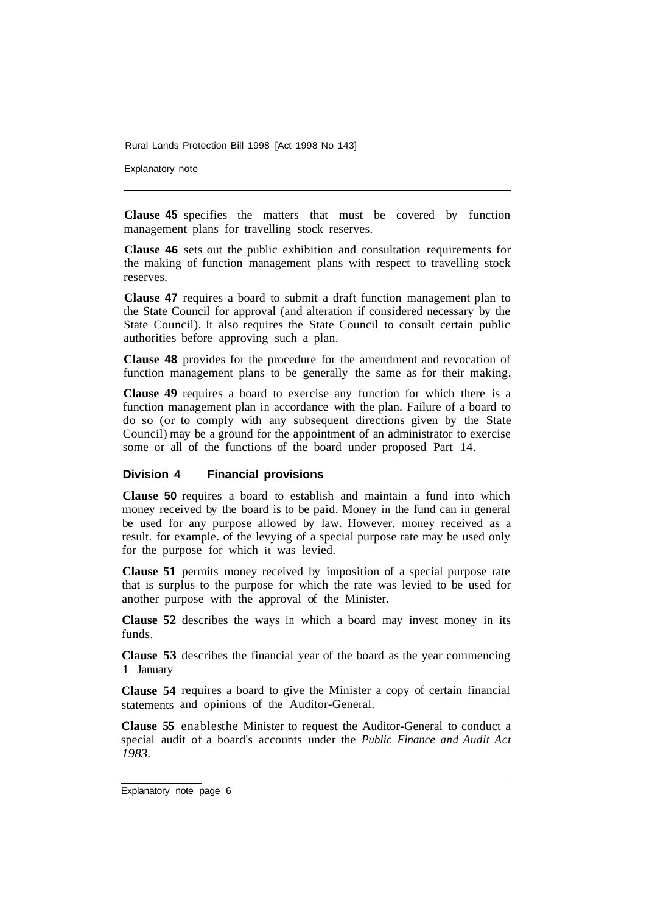**Clause 45** specifies the matters that must be covered by function management plans for travelling stock reserves.

**Clause 46** sets out the public exhibition and consultation requirements for the making of function management plans with respect to travelling stock reserves.

**Clause 47** requires a board to submit a draft function management plan to the State Council for approval (and alteration if considered necessary by the State Council). It also requires the State Council to consult certain public authorities before approving such a plan.

**Clause 48** provides for the procedure for the amendment and revocation of function management plans to be generally the same as for their making.

**Clause 49** requires a board to exercise any function for which there is a function management plan in accordance with the plan. Failure of a board to do so (or to comply with any subsequent directions given by the State Council) may be a ground for the appointment of an administrator to exercise some or all of the functions of the board under proposed Part 14.

### Division 4 Financial provisions

**Clause 50** requires a board to establish and maintain a fund into which money received by the board is to be paid. Money in the fund can in general be used for any purpose allowed by law. However. money received as a result. for example. of the levying of a special purpose rate may be used only for the purpose for which it was levied.

**Clause 51** permits money received by imposition of a special purpose rate that is surplus to the purpose for which the rate was levied to be used for another purpose with the approval of the Minister.

**Clause 52** describes the ways in which a board may invest money in its funds.

**Clause 53** describes the financial year of the board as the year commencing 1 January

**Clause 54** requires a board to give the Minister a copy of certain financial statements and opinions of the Auditor-General.

**Clause 55** enablesthe Minister to request the Auditor-General to conduct a special audit of a board's accounts under the *Public Finance and Audit Act 1983*.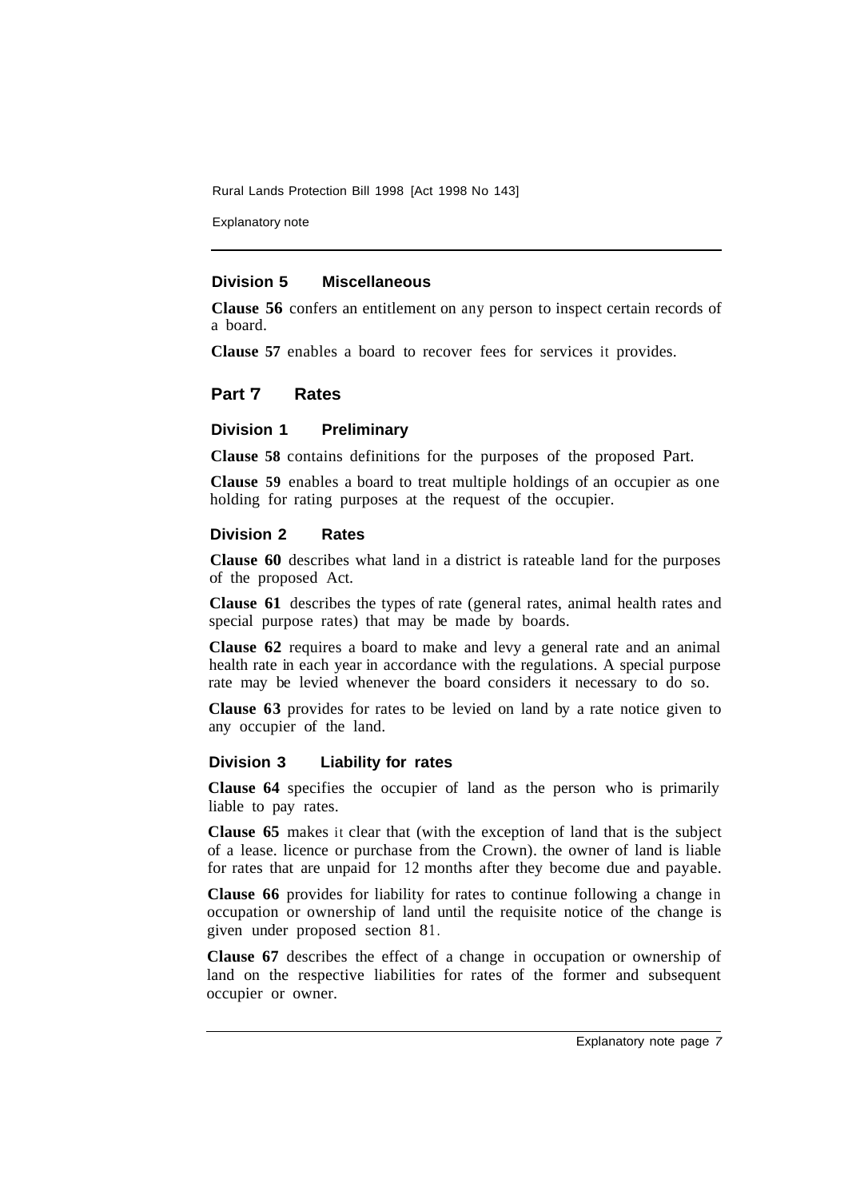### Division 5 Miscellaneous

**Clause 56** confers an entitlement on any person to inspect certain records of a board.

**Clause 57** enables a board to recover fees for services it provides.

## Part 7 Rates

### Division 1 Preliminary

**Clause 58** contains definitions for the purposes of the proposed Part.

**Clause 59** enables a board to treat multiple holdings of an occupier as one holding for rating purposes at the request of the occupier.

### Division 2 Rates

**Clause 60** describes what land in a district is rateable land for the purposes of the proposed Act.

**Clause 61** describes the types of rate (general rates, animal health rates and special purpose rates) that may be made by boards.

**Clause 62** requires a board to make and levy a general rate and an animal health rate in each year in accordance with the regulations. A special purpose rate may be levied whenever the board considers it necessary to do so.

**Clause 63** provides for rates to be levied on land by a rate notice given to any occupier of the land.

### Division 3 Liability for rates

**Clause 64** specifies the occupier of land as the person who is primarily liable to pay rates.

**Clause 65** makes it clear that (with the exception of land that is the subject of a lease. licence or purchase from the Crown). the owner of land is liable for rates that are unpaid for 12 months after they become due and payable.

**Clause 66** provides for liability for rates to continue following a change in occupation or ownership of land until the requisite notice of the change is given under proposed section 81.

**Clause 67** describes the effect of a change in occupation or ownership of land on the respective liabilities for rates of the former and subsequent occupier or owner.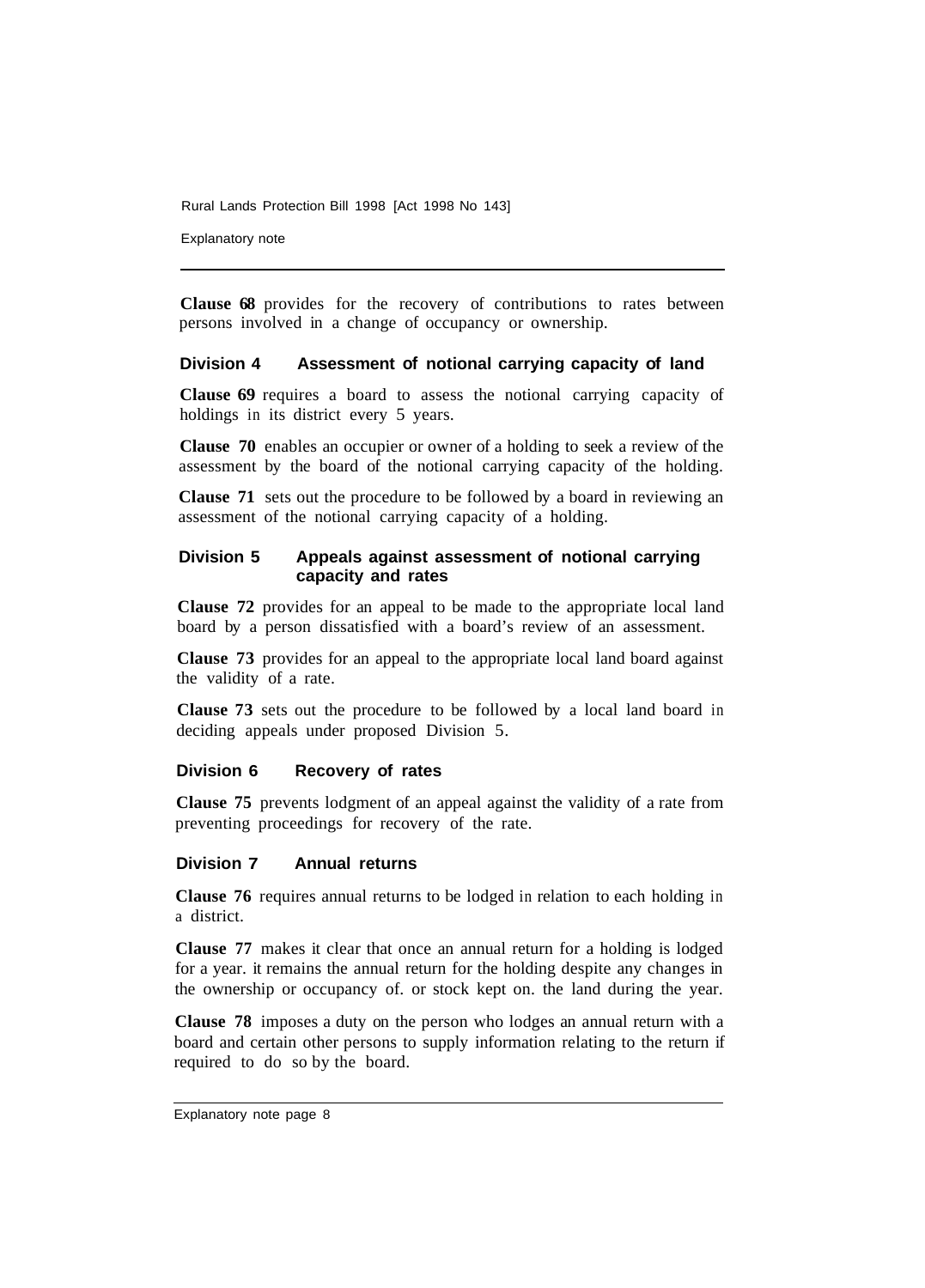**Clause 68** provides for the recovery of contributions to rates between persons involved in a change of occupancy or ownership.

### Division 4 Assessment of notional carrying capacity of land

**Clause 69** requires a board to assess the notional carrying capacity of holdings in its district every 5 years.

**Clause 70** enables an occupier or owner of a holding to seek a review of the assessment by the board of the notional carrying capacity of the holding.

**Clause 71** sets out the procedure to be followed by a board in reviewing an assessment of the notional carrying capacity of a holding.

### Division 5 Appeals against assessment of notional carrying capacity and rates

**Clause 72** provides for an appeal to be made to the appropriate local land board by a person dissatisfied with a board's review of an assessment.

**Clause 73** provides for an appeal to the appropriate local land board against the validity of a rate.

**Clause 73** sets out the procedure to be followed by a local land board in deciding appeals under proposed Division 5.

### Division 6 Recovery of rates

**Clause 75** prevents lodgment of an appeal against the validity of a rate from preventing proceedings for recovery of the rate.

### Division 7 Annual returns

**Clause 76** requires annual returns to be lodged in relation to each holding in a district.

**Clause 77** makes it clear that once an annual return for a holding is lodged for a year. it remains the annual return for the holding despite any changes in the ownership or occupancy of. or stock kept on. the land during the year.

**Clause 78** imposes a duty on the person who lodges an annual return with a board and certain other persons to supply information relating to the return if required to do so by the board.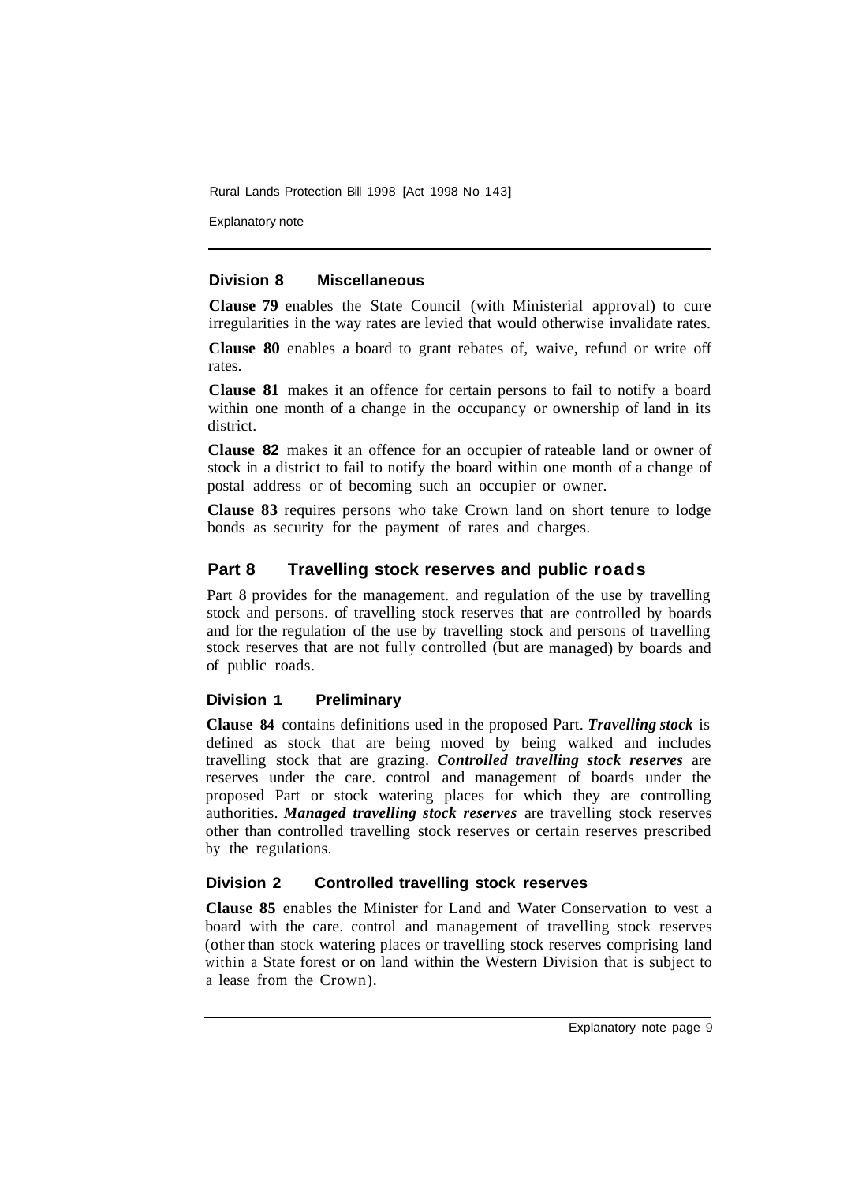### Division 8 Miscellaneous

**Clause 79** enables the State Council (with Ministerial approval) to cure irregularities in the way rates are levied that would otherwise invalidate rates.

**Clause 80** enables a board to grant rebates of, waive, refund or write off rates.

**Clause 81** makes it an offence for certain persons to fail to notify a board within one month of a change in the occupancy or ownership of land in its district.

**Clause 82** makes it an offence for an occupier of rateable land or owner of stock in a district to fail to notify the board within one month of a change of postal address or of becoming such an occupier or owner.

**Clause 83** requires persons who take Crown land on short tenure to lodge bonds as security for the payment of rates and charges.

## Part 8 Travelling stock reserves and public roads

Part 8 provides for the management. and regulation of the use by travelling stock and persons. of travelling stock reserves that are controlled by boards and for the regulation of the use by travelling stock and persons of travelling stock reserves that are not fully controlled (but are managed) by boards and of public roads.

### Division 1 Preliminary

**Clause 84** contains definitions used in the proposed Part. ***Travelling stock*** is defined as stock that are being moved by being walked and includes travelling stock that are grazing. ***Controlled travelling stock reserves*** are reserves under the care. control and management of boards under the proposed Part or stock watering places for which they are controlling authorities. ***Managed travelling stock reserves*** are travelling stock reserves other than controlled travelling stock reserves or certain reserves prescribed by the regulations.

### Division 2 Controlled travelling stock reserves

**Clause 85** enables the Minister for Land and Water Conservation to vest a board with the care. control and management of travelling stock reserves (other than stock watering places or travelling stock reserves comprising land within a State forest or on land within the Western Division that is subject to a lease from the Crown).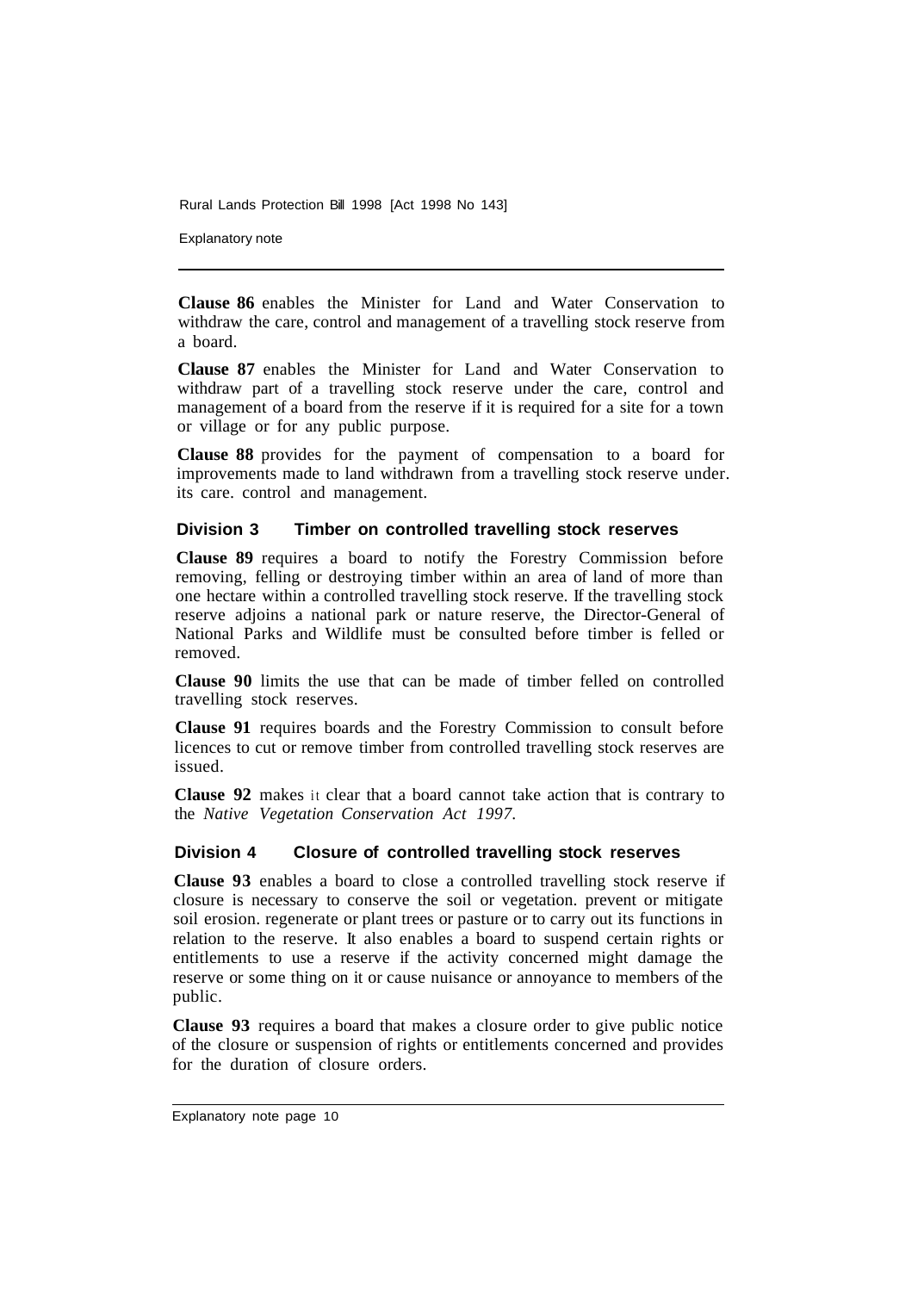**Clause 86** enables the Minister for Land and Water Conservation to withdraw the care, control and management of a travelling stock reserve from a board.

**Clause 87** enables the Minister for Land and Water Conservation to withdraw part of a travelling stock reserve under the care, control and management of a board from the reserve if it is required for a site for a town or village or for any public purpose.

**Clause 88** provides for the payment of compensation to a board for improvements made to land withdrawn from a travelling stock reserve under. its care. control and management.

### Division 3 Timber on controlled travelling stock reserves

**Clause 89** requires a board to notify the Forestry Commission before removing, felling or destroying timber within an area of land of more than one hectare within a controlled travelling stock reserve. If the travelling stock reserve adjoins a national park or nature reserve, the Director-General of National Parks and Wildlife must be consulted before timber is felled or removed.

**Clause 90** limits the use that can be made of timber felled on controlled travelling stock reserves.

**Clause 91** requires boards and the Forestry Commission to consult before licences to cut or remove timber from controlled travelling stock reserves are issued.

**Clause 92** makes it clear that a board cannot take action that is contrary to the *Native Vegetation Conservation Act 1997*.

### Division 4 Closure of controlled travelling stock reserves

**Clause 93** enables a board to close a controlled travelling stock reserve if closure is necessary to conserve the soil or vegetation. prevent or mitigate soil erosion. regenerate or plant trees or pasture or to carry out its functions in relation to the reserve. It also enables a board to suspend certain rights or entitlements to use a reserve if the activity concerned might damage the reserve or some thing on it or cause nuisance or annoyance to members of the public.

**Clause 93** requires a board that makes a closure order to give public notice of the closure or suspension of rights or entitlements concerned and provides for the duration of closure orders.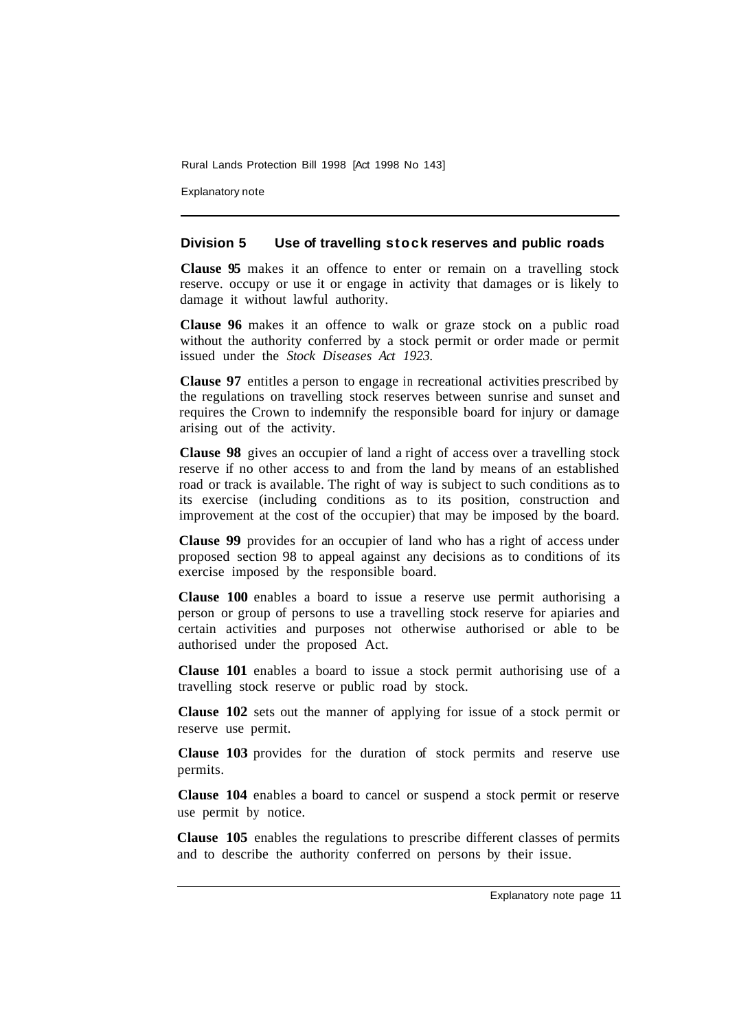## Division 5 Use of travelling stock reserves and public roads

**Clause 95** makes it an offence to enter or remain on a travelling stock reserve. occupy or use it or engage in activity that damages or is likely to damage it without lawful authority.

**Clause 96** makes it an offence to walk or graze stock on a public road without the authority conferred by a stock permit or order made or permit issued under the *Stock Diseases Act 1923.*

**Clause 97** entitles a person to engage in recreational activities prescribed by the regulations on travelling stock reserves between sunrise and sunset and requires the Crown to indemnify the responsible board for injury or damage arising out of the activity.

**Clause 98** gives an occupier of land a right of access over a travelling stock reserve if no other access to and from the land by means of an established road or track is available. The right of way is subject to such conditions as to its exercise (including conditions as to its position, construction and improvement at the cost of the occupier) that may be imposed by the board.

**Clause 99** provides for an occupier of land who has a right of access under proposed section 98 to appeal against any decisions as to conditions of its exercise imposed by the responsible board.

**Clause 100** enables a board to issue a reserve use permit authorising a person or group of persons to use a travelling stock reserve for apiaries and certain activities and purposes not otherwise authorised or able to be authorised under the proposed Act.

**Clause 101** enables a board to issue a stock permit authorising use of a travelling stock reserve or public road by stock.

**Clause 102** sets out the manner of applying for issue of a stock permit or reserve use permit.

**Clause 103** provides for the duration of stock permits and reserve use permits.

**Clause 104** enables a board to cancel or suspend a stock permit or reserve use permit by notice.

**Clause 105** enables the regulations to prescribe different classes of permits and to describe the authority conferred on persons by their issue.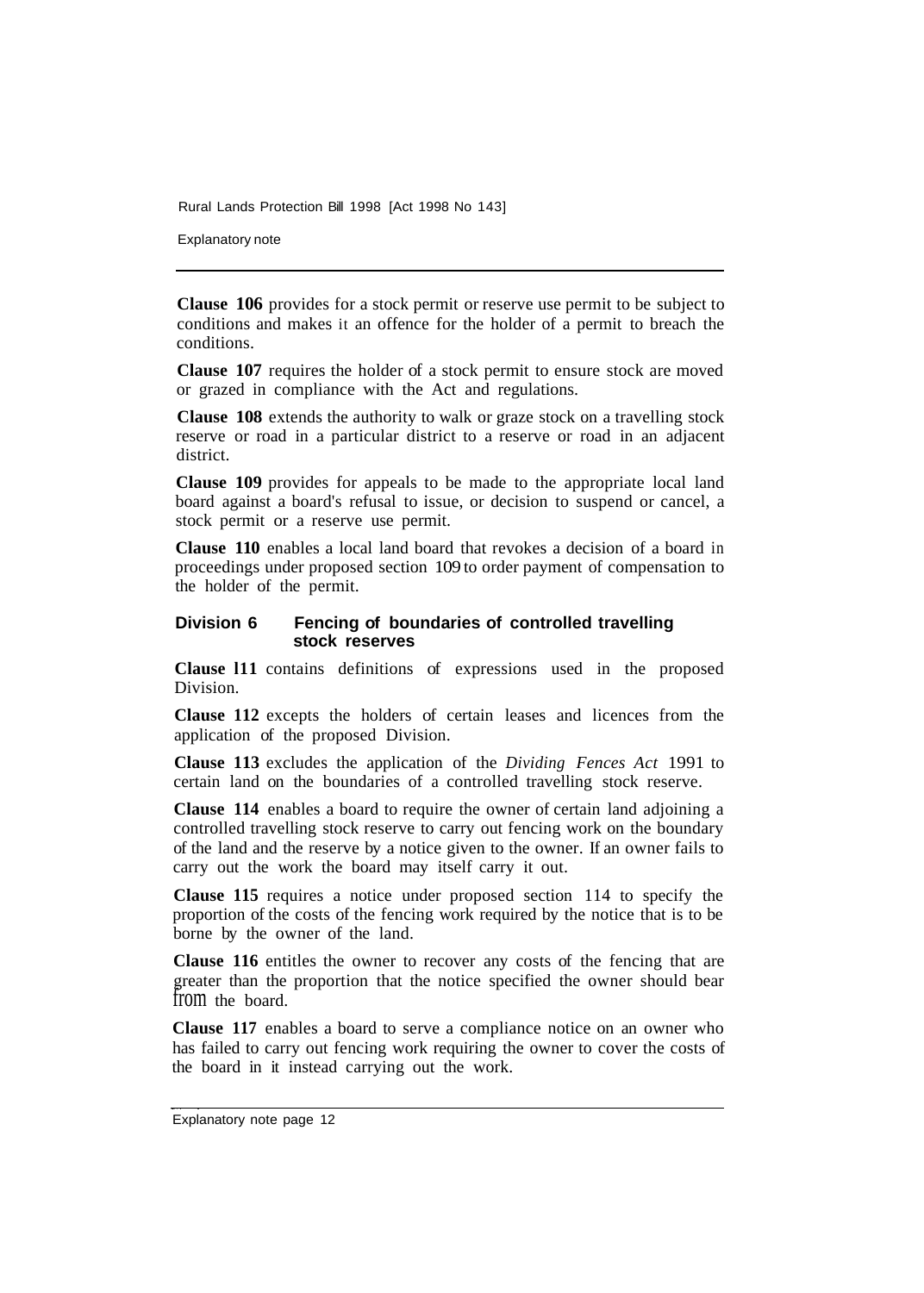**Clause 106** provides for a stock permit or reserve use permit to be subject to conditions and makes it an offence for the holder of a permit to breach the conditions.

**Clause 107** requires the holder of a stock permit to ensure stock are moved or grazed in compliance with the Act and regulations.

**Clause 108** extends the authority to walk or graze stock on a travelling stock reserve or road in a particular district to a reserve or road in an adjacent district.

**Clause 109** provides for appeals to be made to the appropriate local land board against a board's refusal to issue, or decision to suspend or cancel, a stock permit or a reserve use permit.

**Clause 110** enables a local land board that revokes a decision of a board in proceedings under proposed section 109 to order payment of compensation to the holder of the permit.

#### Division 6 Fencing of boundaries of controlled travelling stock reserves

**Clause 111** contains definitions of expressions used in the proposed Division.

**Clause 112** excepts the holders of certain leases and licences from the application of the proposed Division.

**Clause 113** excludes the application of the *Dividing Fences Act* 1991 to certain land on the boundaries of a controlled travelling stock reserve.

**Clause 114** enables a board to require the owner of certain land adjoining a controlled travelling stock reserve to carry out fencing work on the boundary of the land and the reserve by a notice given to the owner. If an owner fails to carry out the work the board may itself carry it out.

**Clause 115** requires a notice under proposed section 114 to specify the proportion of the costs of the fencing work required by the notice that is to be borne by the owner of the land.

**Clause 116** entitles the owner to recover any costs of the fencing that are greater than the proportion that the notice specified the owner should bear from the board.

**Clause 117** enables a board to serve a compliance notice on an owner who has failed to carry out fencing work requiring the owner to cover the costs of the board in it instead carrying out the work.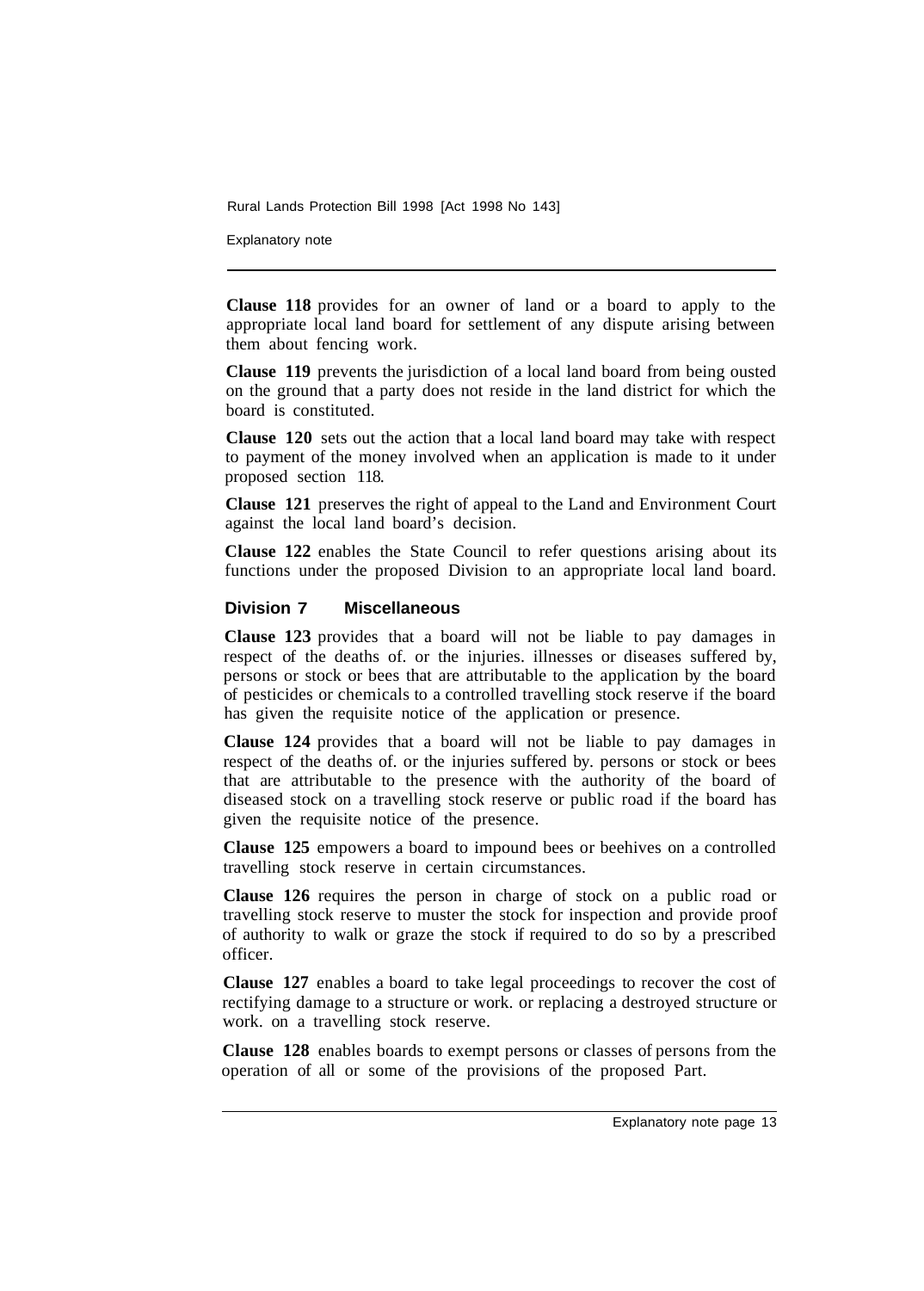**Clause 118** provides for an owner of land or a board to apply to the appropriate local land board for settlement of any dispute arising between them about fencing work.

**Clause 119** prevents the jurisdiction of a local land board from being ousted on the ground that a party does not reside in the land district for which the board is constituted.

**Clause 120** sets out the action that a local land board may take with respect to payment of the money involved when an application is made to it under proposed section 118.

**Clause 121** preserves the right of appeal to the Land and Environment Court against the local land board's decision.

**Clause 122** enables the State Council to refer questions arising about its functions under the proposed Division to an appropriate local land board.

### Division 7 Miscellaneous

**Clause 123** provides that a board will not be liable to pay damages in respect of the deaths of. or the injuries. illnesses or diseases suffered by, persons or stock or bees that are attributable to the application by the board of pesticides or chemicals to a controlled travelling stock reserve if the board has given the requisite notice of the application or presence.

**Clause 124** provides that a board will not be liable to pay damages in respect of the deaths of. or the injuries suffered by. persons or stock or bees that are attributable to the presence with the authority of the board of diseased stock on a travelling stock reserve or public road if the board has given the requisite notice of the presence.

**Clause 125** empowers a board to impound bees or beehives on a controlled travelling stock reserve in certain circumstances.

**Clause 126** requires the person in charge of stock on a public road or travelling stock reserve to muster the stock for inspection and provide proof of authority to walk or graze the stock if required to do so by a prescribed officer.

**Clause 127** enables a board to take legal proceedings to recover the cost of rectifying damage to a structure or work. or replacing a destroyed structure or work. on a travelling stock reserve.

**Clause 128** enables boards to exempt persons or classes of persons from the operation of all or some of the provisions of the proposed Part.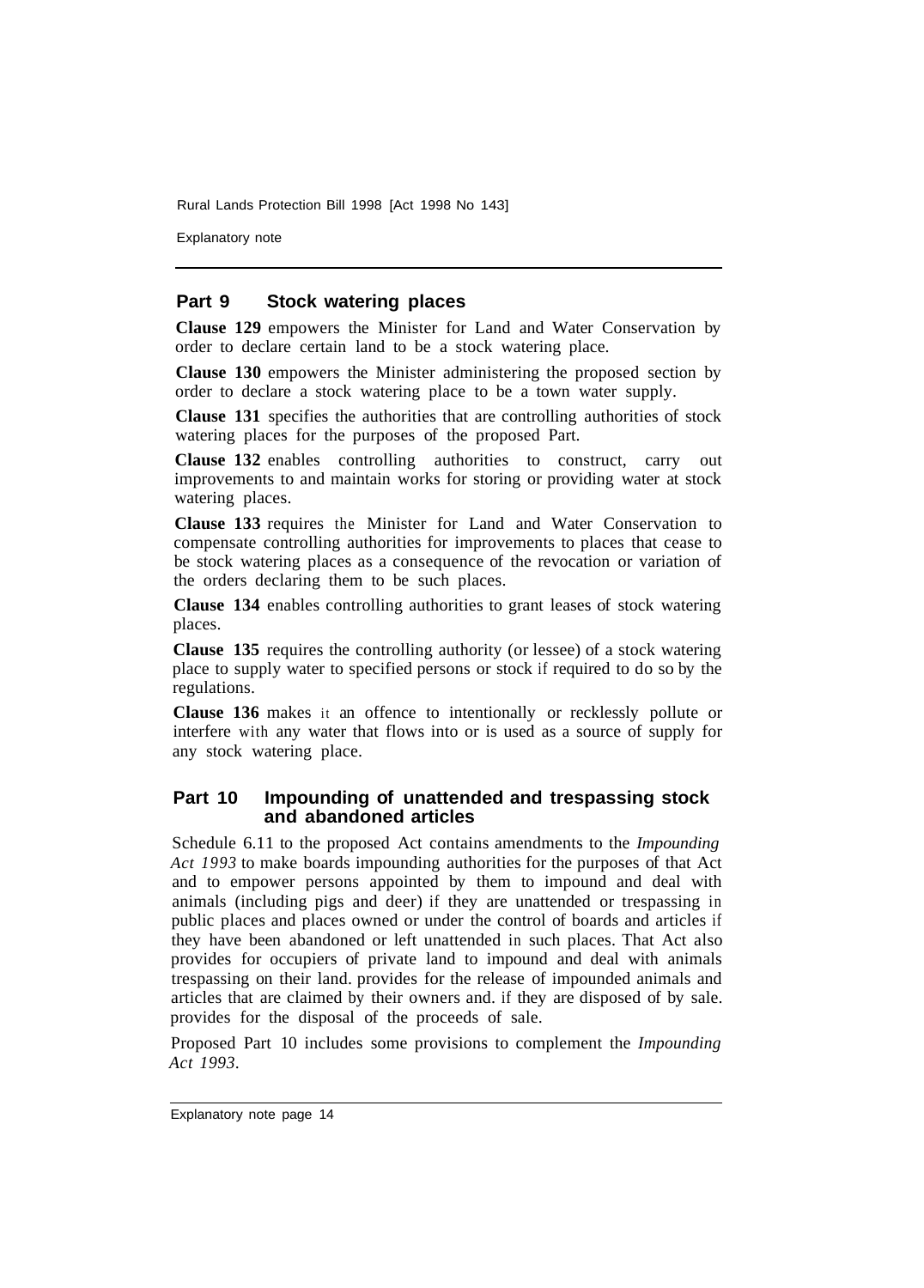## Part 9 Stock watering places

**Clause 129** empowers the Minister for Land and Water Conservation by order to declare certain land to be a stock watering place.

**Clause 130** empowers the Minister administering the proposed section by order to declare a stock watering place to be a town water supply.

**Clause 131** specifies the authorities that are controlling authorities of stock watering places for the purposes of the proposed Part.

**Clause 132** enables controlling authorities to construct, carry out improvements to and maintain works for storing or providing water at stock watering places.

**Clause 133** requires the Minister for Land and Water Conservation to compensate controlling authorities for improvements to places that cease to be stock watering places as a consequence of the revocation or variation of the orders declaring them to be such places.

**Clause 134** enables controlling authorities to grant leases of stock watering places.

**Clause 135** requires the controlling authority (or lessee) of a stock watering place to supply water to specified persons or stock if required to do so by the regulations.

**Clause 136** makes it an offence to intentionally or recklessly pollute or interfere with any water that flows into or is used as a source of supply for any stock watering place.

## Part 10 Impounding of unattended and trespassing stock and abandoned articles

Schedule 6.11 to the proposed Act contains amendments to the *Impounding Act 1993* to make boards impounding authorities for the purposes of that Act and to empower persons appointed by them to impound and deal with animals (including pigs and deer) if they are unattended or trespassing in public places and places owned or under the control of boards and articles if they have been abandoned or left unattended in such places. That Act also provides for occupiers of private land to impound and deal with animals trespassing on their land. provides for the release of impounded animals and articles that are claimed by their owners and. if they are disposed of by sale. provides for the disposal of the proceeds of sale.

Proposed Part 10 includes some provisions to complement the *Impounding Act 1993*.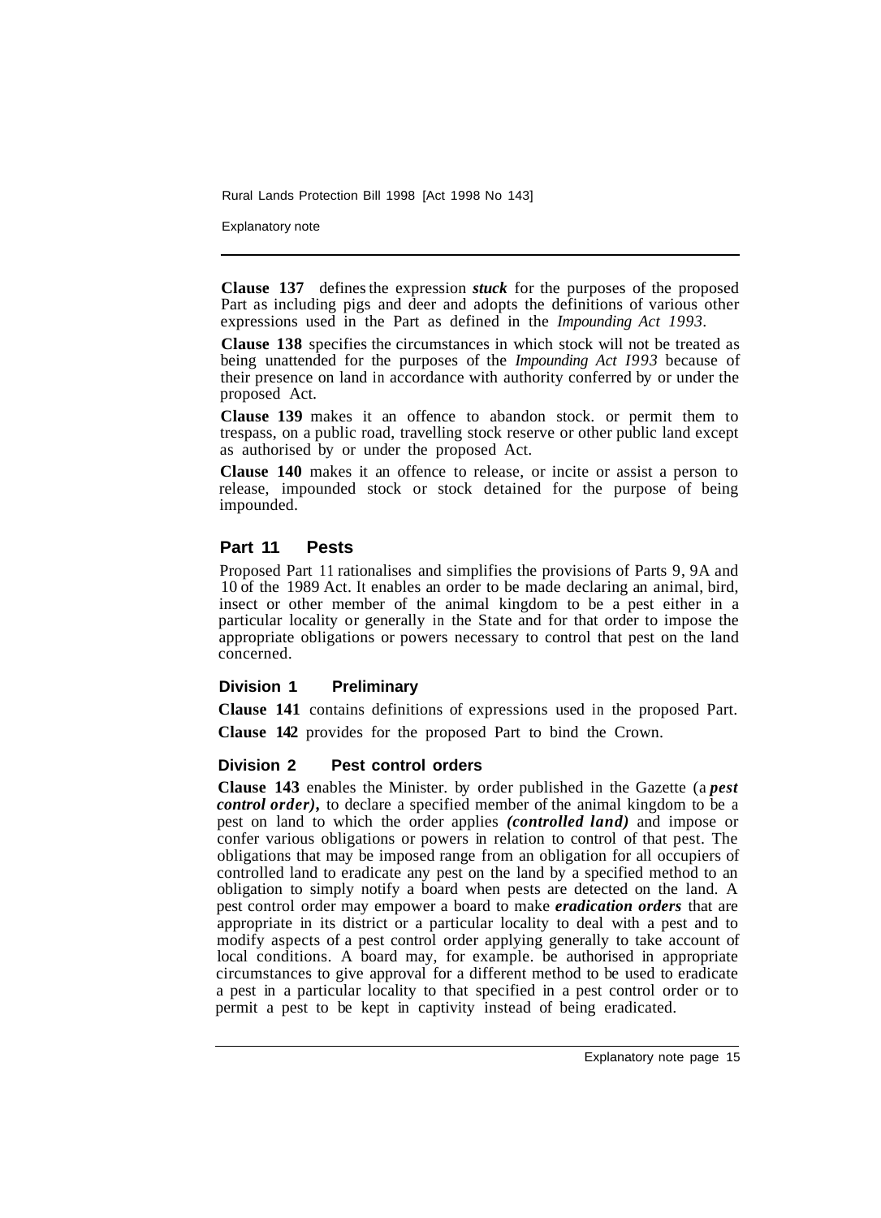**Clause 137** defines the expression ***stuck*** for the purposes of the proposed Part as including pigs and deer and adopts the definitions of various other expressions used in the Part as defined in the *Impounding Act 1993*.

**Clause 138** specifies the circumstances in which stock will not be treated as being unattended for the purposes of the *Impounding Act I993* because of their presence on land in accordance with authority conferred by or under the proposed Act.

**Clause 139** makes it an offence to abandon stock. or permit them to trespass, on a public road, travelling stock reserve or other public land except as authorised by or under the proposed Act.

**Clause 140** makes it an offence to release, or incite or assist a person to release, impounded stock or stock detained for the purpose of being impounded.

## Part 11 Pests

Proposed Part 11 rationalises and simplifies the provisions of Parts 9, 9A and 10 of the 1989 Act. It enables an order to be made declaring an animal, bird, insect or other member of the animal kingdom to be a pest either in a particular locality or generally in the State and for that order to impose the appropriate obligations or powers necessary to control that pest on the land concerned.

### Division 1 Preliminary

**Clause 141** contains definitions of expressions used in the proposed Part.

**Clause 142** provides for the proposed Part to bind the Crown.

### Division 2 Pest control orders

**Clause 143** enables the Minister. by order published in the Gazette (a ***pest control order)***, to declare a specified member of the animal kingdom to be a pest on land to which the order applies ***(controlled land)*** and impose or confer various obligations or powers in relation to control of that pest. The obligations that may be imposed range from an obligation for all occupiers of controlled land to eradicate any pest on the land by a specified method to an obligation to simply notify a board when pests are detected on the land. A pest control order may empower a board to make ***eradication orders*** that are appropriate in its district or a particular locality to deal with a pest and to modify aspects of a pest control order applying generally to take account of local conditions. A board may, for example. be authorised in appropriate circumstances to give approval for a different method to be used to eradicate a pest in a particular locality to that specified in a pest control order or to permit a pest to be kept in captivity instead of being eradicated.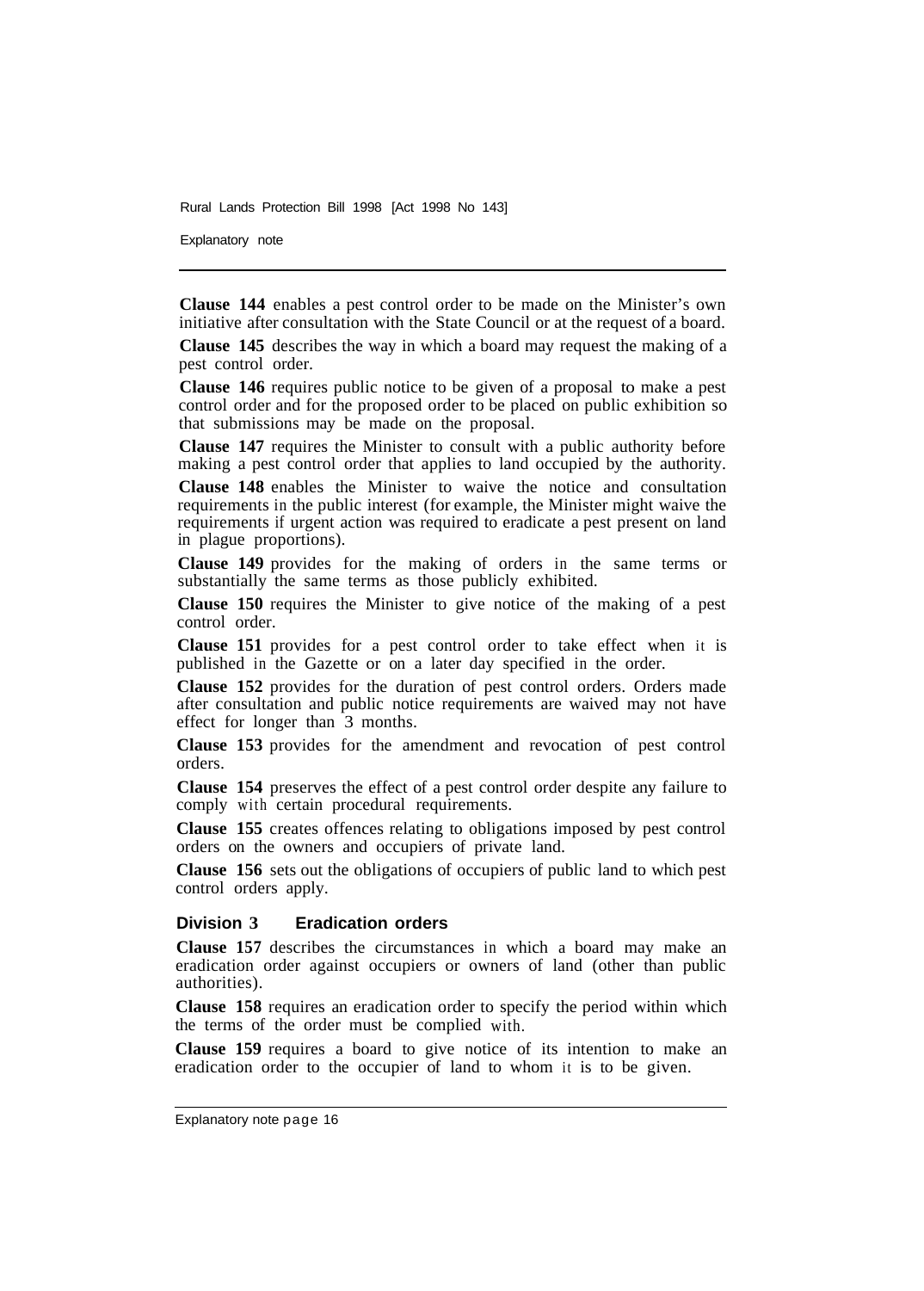**Clause 144** enables a pest control order to be made on the Minister's own initiative after consultation with the State Council or at the request of a board.

**Clause 145** describes the way in which a board may request the making of a pest control order.

**Clause 146** requires public notice to be given of a proposal to make a pest control order and for the proposed order to be placed on public exhibition so that submissions may be made on the proposal.

**Clause 147** requires the Minister to consult with a public authority before making a pest control order that applies to land occupied by the authority.

**Clause 148** enables the Minister to waive the notice and consultation requirements in the public interest (for example, the Minister might waive the requirements if urgent action was required to eradicate a pest present on land in plague proportions).

**Clause 149** provides for the making of orders in the same terms or substantially the same terms as those publicly exhibited.

**Clause 150** requires the Minister to give notice of the making of a pest control order.

**Clause 151** provides for a pest control order to take effect when it is published in the Gazette or on a later day specified in the order.

**Clause 152** provides for the duration of pest control orders. Orders made after consultation and public notice requirements are waived may not have effect for longer than 3 months.

**Clause 153** provides for the amendment and revocation of pest control orders.

**Clause 154** preserves the effect of a pest control order despite any failure to comply with certain procedural requirements.

**Clause 155** creates offences relating to obligations imposed by pest control orders on the owners and occupiers of private land.

**Clause 156** sets out the obligations of occupiers of public land to which pest control orders apply.

### Division 3 Eradication orders

**Clause 157** describes the circumstances in which a board may make an eradication order against occupiers or owners of land (other than public authorities).

**Clause 158** requires an eradication order to specify the period within which the terms of the order must be complied with.

**Clause 159** requires a board to give notice of its intention to make an eradication order to the occupier of land to whom it is to be given.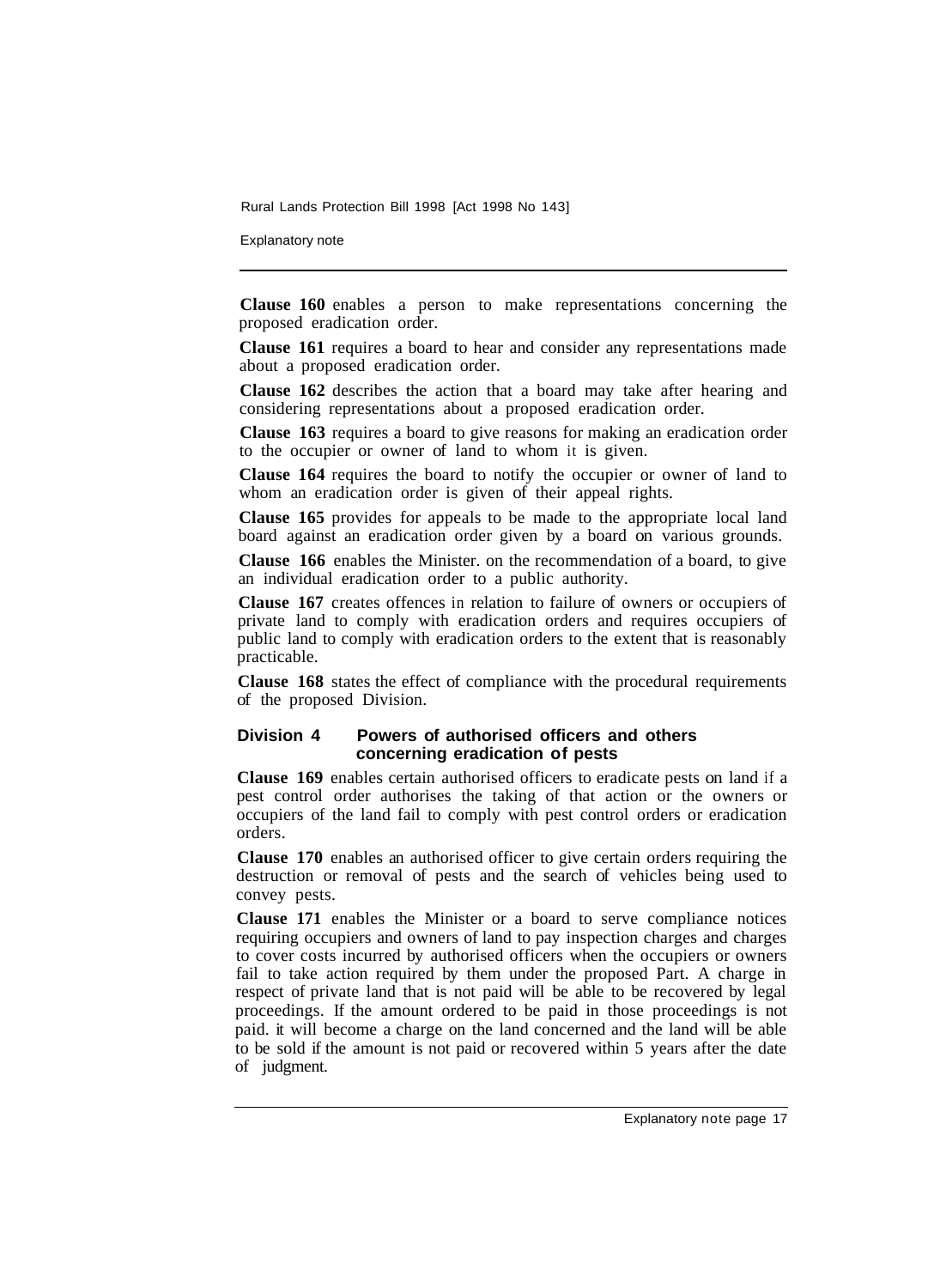**Clause 160** enables a person to make representations concerning the proposed eradication order.

**Clause 161** requires a board to hear and consider any representations made about a proposed eradication order.

**Clause 162** describes the action that a board may take after hearing and considering representations about a proposed eradication order.

**Clause 163** requires a board to give reasons for making an eradication order to the occupier or owner of land to whom it is given.

**Clause 164** requires the board to notify the occupier or owner of land to whom an eradication order is given of their appeal rights.

**Clause 165** provides for appeals to be made to the appropriate local land board against an eradication order given by a board on various grounds.

**Clause 166** enables the Minister. on the recommendation of a board, to give an individual eradication order to a public authority.

**Clause 167** creates offences in relation to failure of owners or occupiers of private land to comply with eradication orders and requires occupiers of public land to comply with eradication orders to the extent that is reasonably practicable.

**Clause 168** states the effect of compliance with the procedural requirements of the proposed Division.

### Division 4 Powers of authorised officers and others concerning eradication of pests

**Clause 169** enables certain authorised officers to eradicate pests on land if a pest control order authorises the taking of that action or the owners or occupiers of the land fail to comply with pest control orders or eradication orders.

**Clause 170** enables an authorised officer to give certain orders requiring the destruction or removal of pests and the search of vehicles being used to convey pests.

**Clause 171** enables the Minister or a board to serve compliance notices requiring occupiers and owners of land to pay inspection charges and charges to cover costs incurred by authorised officers when the occupiers or owners fail to take action required by them under the proposed Part. A charge in respect of private land that is not paid will be able to be recovered by legal proceedings. If the amount ordered to be paid in those proceedings is not paid. it will become a charge on the land concerned and the land will be able to be sold if the amount is not paid or recovered within 5 years after the date of judgment.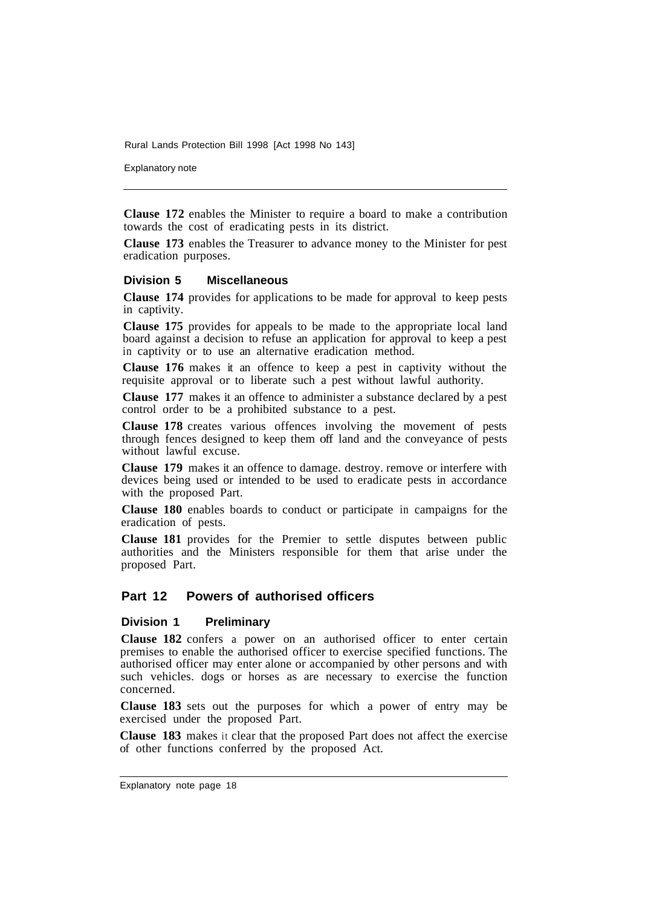**Clause 172** enables the Minister to require a board to make a contribution towards the cost of eradicating pests in its district.

**Clause 173** enables the Treasurer to advance money to the Minister for pest eradication purposes.

### Division 5 Miscellaneous

**Clause 174** provides for applications to be made for approval to keep pests in captivity.

**Clause 175** provides for appeals to be made to the appropriate local land board against a decision to refuse an application for approval to keep a pest in captivity or to use an alternative eradication method.

**Clause 176** makes it an offence to keep a pest in captivity without the requisite approval or to liberate such a pest without lawful authority.

**Clause 177** makes it an offence to administer a substance declared by a pest control order to be a prohibited substance to a pest.

**Clause 178** creates various offences involving the movement of pests through fences designed to keep them off land and the conveyance of pests without lawful excuse.

**Clause 179** makes it an offence to damage. destroy. remove or interfere with devices being used or intended to be used to eradicate pests in accordance with the proposed Part.

**Clause 180** enables boards to conduct or participate in campaigns for the eradication of pests.

**Clause 181** provides for the Premier to settle disputes between public authorities and the Ministers responsible for them that arise under the proposed Part.

## Part 12 Powers of authorised officers

### Division 1 Preliminary

**Clause 182** confers a power on an authorised officer to enter certain premises to enable the authorised officer to exercise specified functions. The authorised officer may enter alone or accompanied by other persons and with such vehicles. dogs or horses as are necessary to exercise the function concerned.

**Clause 183** sets out the purposes for which a power of entry may be exercised under the proposed Part.

**Clause 183** makes it clear that the proposed Part does not affect the exercise of other functions conferred by the proposed Act.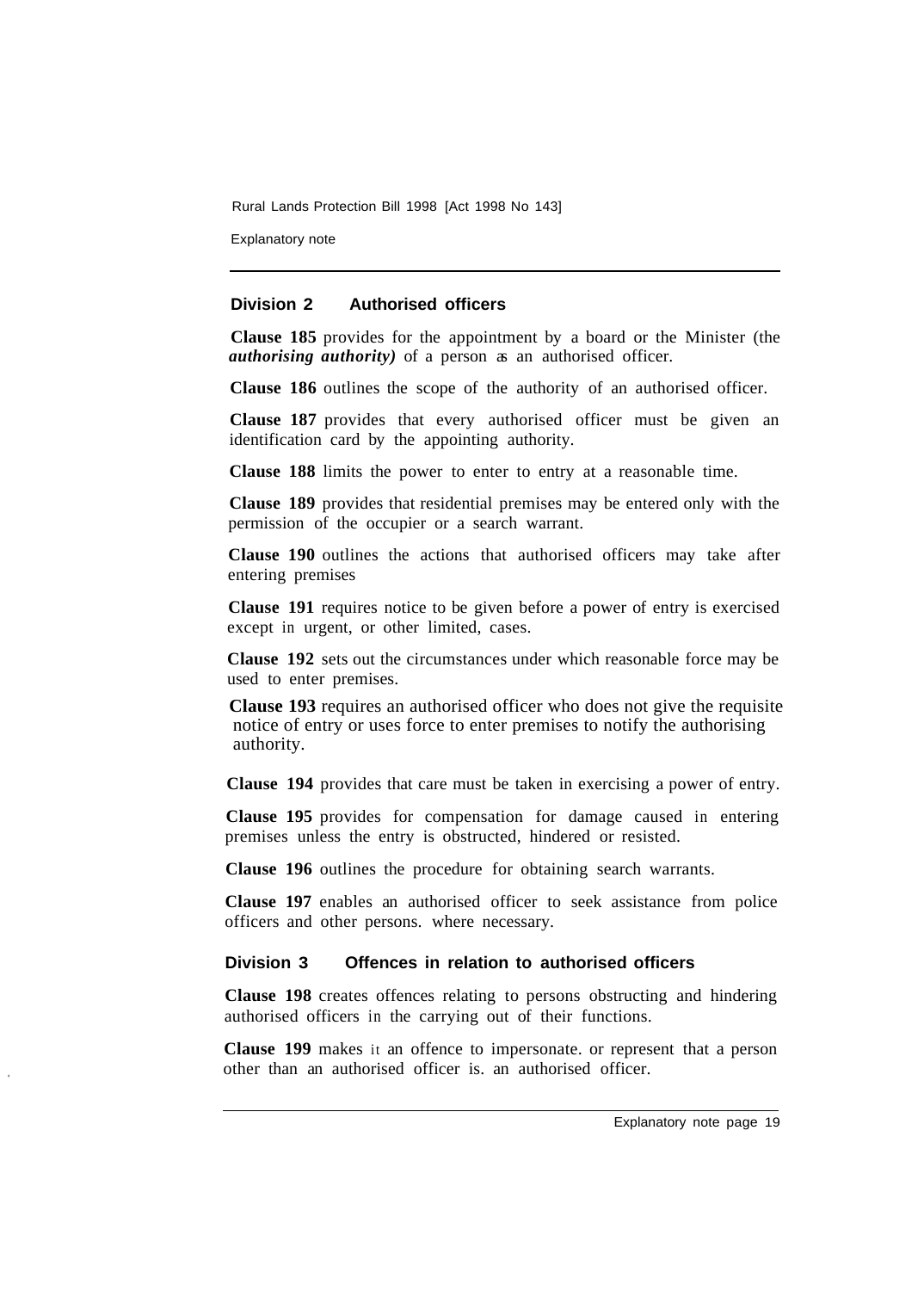## Division 2 Authorised officers

**Clause 185** provides for the appointment by a board or the Minister (the ***authorising authority)*** of a person as an authorised officer.

**Clause 186** outlines the scope of the authority of an authorised officer.

**Clause 187** provides that every authorised officer must be given an identification card by the appointing authority.

**Clause 188** limits the power to enter to entry at a reasonable time.

**Clause 189** provides that residential premises may be entered only with the permission of the occupier or a search warrant.

**Clause 190** outlines the actions that authorised officers may take after entering premises

**Clause 191** requires notice to be given before a power of entry is exercised except in urgent, or other limited, cases.

**Clause 192** sets out the circumstances under which reasonable force may be used to enter premises.

**Clause 193** requires an authorised officer who does not give the requisite notice of entry or uses force to enter premises to notify the authorising authority.

**Clause 194** provides that care must be taken in exercising a power of entry.

**Clause 195** provides for compensation for damage caused in entering premises unless the entry is obstructed, hindered or resisted.

**Clause 196** outlines the procedure for obtaining search warrants.

**Clause 197** enables an authorised officer to seek assistance from police officers and other persons. where necessary.

## Division 3 Offences in relation to authorised officers

**Clause 198** creates offences relating to persons obstructing and hindering authorised officers in the carrying out of their functions.

**Clause 199** makes it an offence to impersonate. or represent that a person other than an authorised officer is. an authorised officer.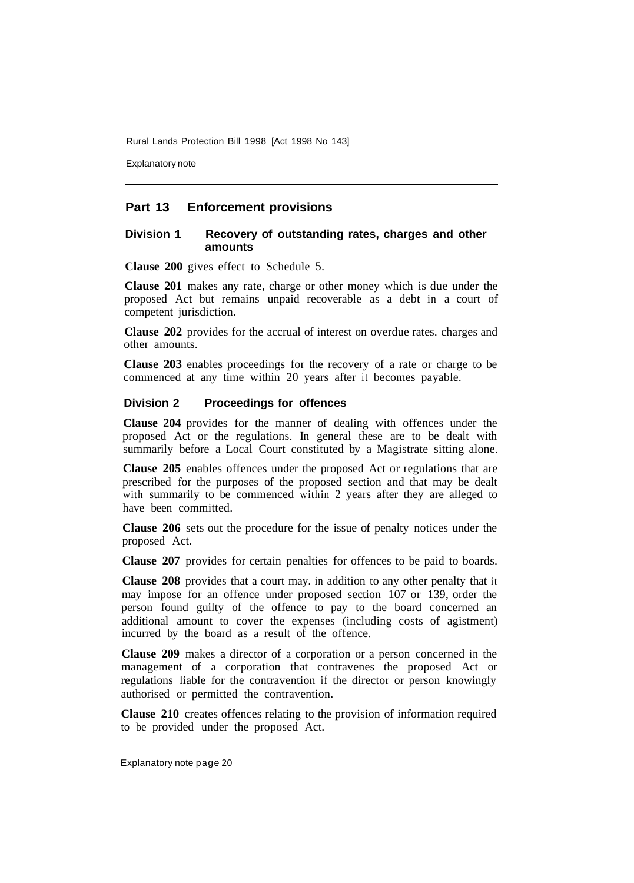## Part 13 Enforcement provisions

### Division 1 Recovery of outstanding rates, charges and other amounts

**Clause 200** gives effect to Schedule 5.

**Clause 201** makes any rate, charge or other money which is due under the proposed Act but remains unpaid recoverable as a debt in a court of competent jurisdiction.

**Clause 202** provides for the accrual of interest on overdue rates. charges and other amounts.

**Clause 203** enables proceedings for the recovery of a rate or charge to be commenced at any time within 20 years after it becomes payable.

### Division 2 Proceedings for offences

**Clause 204** provides for the manner of dealing with offences under the proposed Act or the regulations. In general these are to be dealt with summarily before a Local Court constituted by a Magistrate sitting alone.

**Clause 205** enables offences under the proposed Act or regulations that are prescribed for the purposes of the proposed section and that may be dealt with summarily to be commenced within 2 years after they are alleged to have been committed.

**Clause 206** sets out the procedure for the issue of penalty notices under the proposed Act.

**Clause 207** provides for certain penalties for offences to be paid to boards.

**Clause 208** provides that a court may. in addition to any other penalty that it may impose for an offence under proposed section 107 or 139, order the person found guilty of the offence to pay to the board concerned an additional amount to cover the expenses (including costs of agistment) incurred by the board as a result of the offence.

**Clause 209** makes a director of a corporation or a person concerned in the management of a corporation that contravenes the proposed Act or regulations liable for the contravention if the director or person knowingly authorised or permitted the contravention.

**Clause 210** creates offences relating to the provision of information required to be provided under the proposed Act.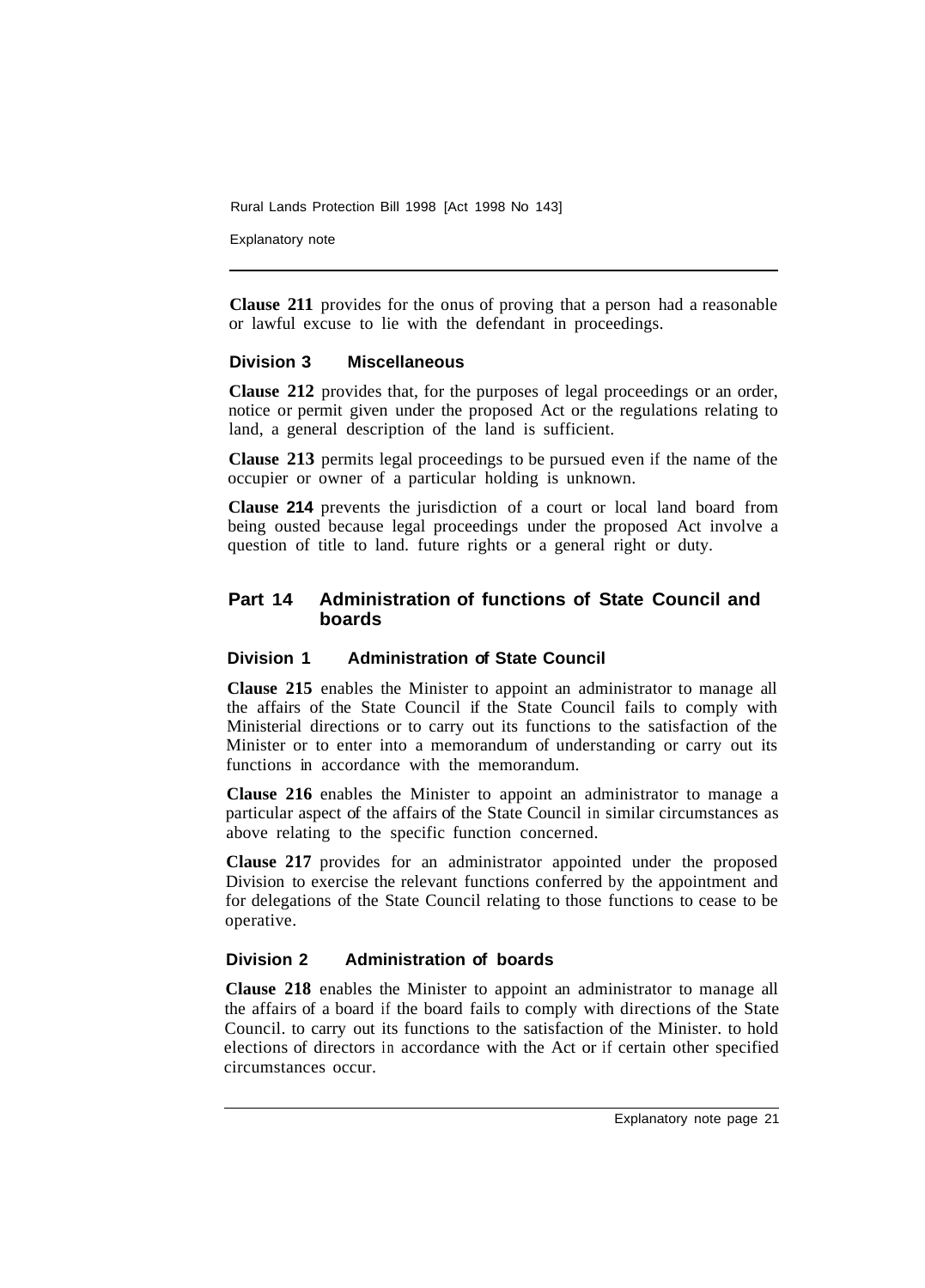**Clause 211** provides for the onus of proving that a person had a reasonable or lawful excuse to lie with the defendant in proceedings.

### Division 3 Miscellaneous

**Clause 212** provides that, for the purposes of legal proceedings or an order, notice or permit given under the proposed Act or the regulations relating to land, a general description of the land is sufficient.

**Clause 213** permits legal proceedings to be pursued even if the name of the occupier or owner of a particular holding is unknown.

**Clause 214** prevents the jurisdiction of a court or local land board from being ousted because legal proceedings under the proposed Act involve a question of title to land. future rights or a general right or duty.

## Part 14 Administration of functions of State Council and boards

### Division 1 Administration of State Council

**Clause 215** enables the Minister to appoint an administrator to manage all the affairs of the State Council if the State Council fails to comply with Ministerial directions or to carry out its functions to the satisfaction of the Minister or to enter into a memorandum of understanding or carry out its functions in accordance with the memorandum.

**Clause 216** enables the Minister to appoint an administrator to manage a particular aspect of the affairs of the State Council in similar circumstances as above relating to the specific function concerned.

**Clause 217** provides for an administrator appointed under the proposed Division to exercise the relevant functions conferred by the appointment and for delegations of the State Council relating to those functions to cease to be operative.

### Division 2 Administration of boards

**Clause 218** enables the Minister to appoint an administrator to manage all the affairs of a board if the board fails to comply with directions of the State Council. to carry out its functions to the satisfaction of the Minister. to hold elections of directors in accordance with the Act or if certain other specified circumstances occur.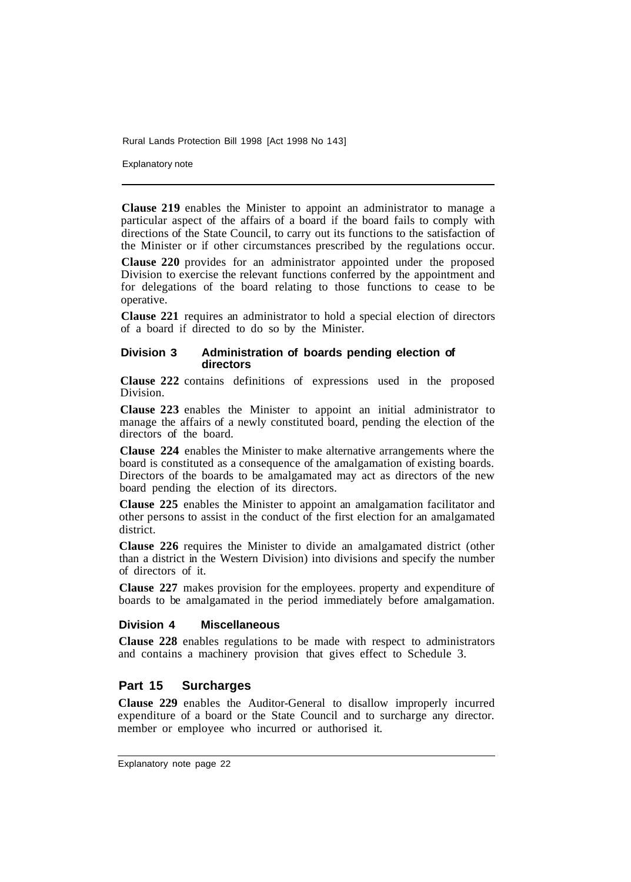**Clause 219** enables the Minister to appoint an administrator to manage a particular aspect of the affairs of a board if the board fails to comply with directions of the State Council, to carry out its functions to the satisfaction of the Minister or if other circumstances prescribed by the regulations occur.

**Clause 220** provides for an administrator appointed under the proposed Division to exercise the relevant functions conferred by the appointment and for delegations of the board relating to those functions to cease to be operative.

**Clause 221** requires an administrator to hold a special election of directors of a board if directed to do so by the Minister.

### Division 3 Administration of boards pending election of directors

**Clause 222** contains definitions of expressions used in the proposed Division.

**Clause 223** enables the Minister to appoint an initial administrator to manage the affairs of a newly constituted board, pending the election of the directors of the board.

**Clause 224** enables the Minister to make alternative arrangements where the board is constituted as a consequence of the amalgamation of existing boards. Directors of the boards to be amalgamated may act as directors of the new board pending the election of its directors.

**Clause 225** enables the Minister to appoint an amalgamation facilitator and other persons to assist in the conduct of the first election for an amalgamated district.

**Clause 226** requires the Minister to divide an amalgamated district (other than a district in the Western Division) into divisions and specify the number of directors of it.

**Clause 227** makes provision for the employees. property and expenditure of boards to be amalgamated in the period immediately before amalgamation.

### Division 4 Miscellaneous

**Clause 228** enables regulations to be made with respect to administrators and contains a machinery provision that gives effect to Schedule 3.

## Part 15 Surcharges

**Clause 229** enables the Auditor-General to disallow improperly incurred expenditure of a board or the State Council and to surcharge any director. member or employee who incurred or authorised it.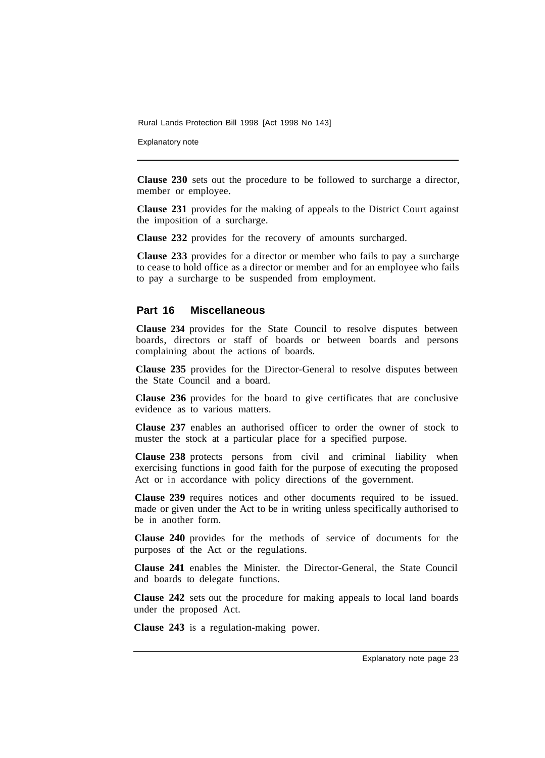**Clause 230** sets out the procedure to be followed to surcharge a director, member or employee.

**Clause 231** provides for the making of appeals to the District Court against the imposition of a surcharge.

**Clause 232** provides for the recovery of amounts surcharged.

**Clause 233** provides for a director or member who fails to pay a surcharge to cease to hold office as a director or member and for an employee who fails to pay a surcharge to be suspended from employment.

## Part 16 Miscellaneous

**Clause 234** provides for the State Council to resolve disputes between boards, directors or staff of boards or between boards and persons complaining about the actions of boards.

**Clause 235** provides for the Director-General to resolve disputes between the State Council and a board.

**Clause 236** provides for the board to give certificates that are conclusive evidence as to various matters.

**Clause 237** enables an authorised officer to order the owner of stock to muster the stock at a particular place for a specified purpose.

**Clause 238** protects persons from civil and criminal liability when exercising functions in good faith for the purpose of executing the proposed Act or in accordance with policy directions of the government.

**Clause 239** requires notices and other documents required to be issued. made or given under the Act to be in writing unless specifically authorised to be in another form.

**Clause 240** provides for the methods of service of documents for the purposes of the Act or the regulations.

**Clause 241** enables the Minister. the Director-General, the State Council and boards to delegate functions.

**Clause 242** sets out the procedure for making appeals to local land boards under the proposed Act.

**Clause 243** is a regulation-making power.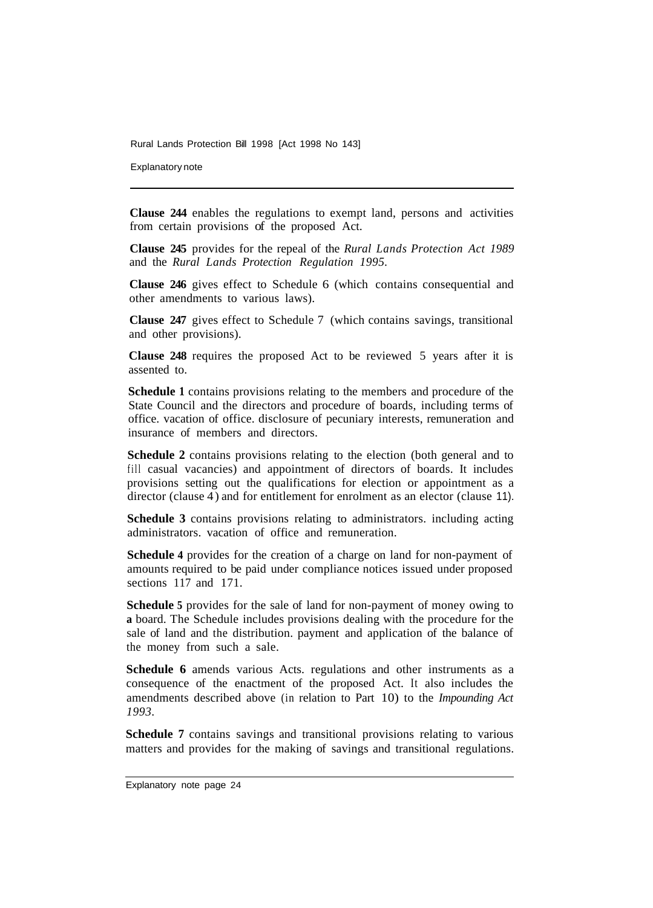**Clause 244** enables the regulations to exempt land, persons and activities from certain provisions of the proposed Act.

**Clause 245** provides for the repeal of the *Rural Lands Protection Act 1989* and the *Rural Lands Protection Regulation 1995*.

**Clause 246** gives effect to Schedule 6 (which contains consequential and other amendments to various laws).

**Clause 247** gives effect to Schedule 7 (which contains savings, transitional and other provisions).

**Clause 248** requires the proposed Act to be reviewed 5 years after it is assented to.

**Schedule 1** contains provisions relating to the members and procedure of the State Council and the directors and procedure of boards, including terms of office. vacation of office. disclosure of pecuniary interests, remuneration and insurance of members and directors.

**Schedule 2** contains provisions relating to the election (both general and to fill casual vacancies) and appointment of directors of boards. It includes provisions setting out the qualifications for election or appointment as a director (clause 4) and for entitlement for enrolment as an elector (clause 11).

**Schedule 3** contains provisions relating to administrators. including acting administrators. vacation of office and remuneration.

**Schedule 4** provides for the creation of a charge on land for non-payment of amounts required to be paid under compliance notices issued under proposed sections 117 and 171.

**Schedule 5** provides for the sale of land for non-payment of money owing to **a** board. The Schedule includes provisions dealing with the procedure for the sale of land and the distribution. payment and application of the balance of the money from such a sale.

**Schedule 6** amends various Acts. regulations and other instruments as a consequence of the enactment of the proposed Act. It also includes the amendments described above (in relation to Part 10) to the *Impounding Act 1993*.

**Schedule 7** contains savings and transitional provisions relating to various matters and provides for the making of savings and transitional regulations.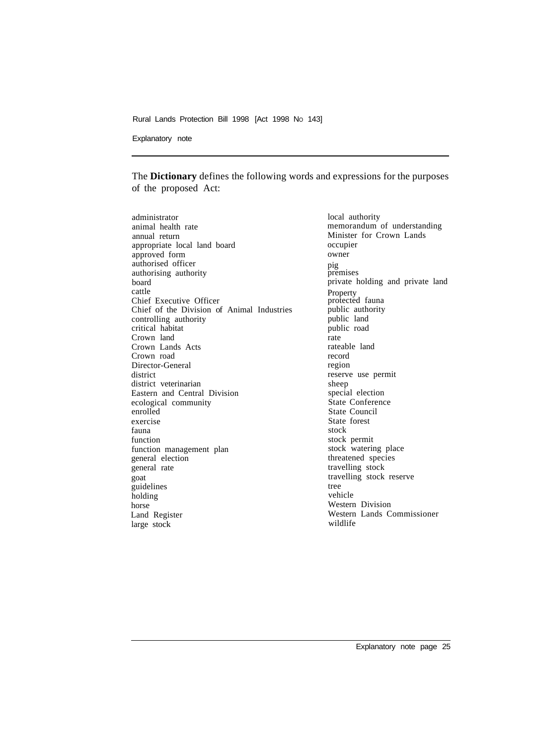The **Dictionary** defines the following words and expressions for the purposes of the proposed Act:

administrator
animal health rate
annual return
appropriate local land board
approved form
authorised officer
authorising authority
board
cattle
Chief Executive Officer
Chief of the Division of Animal Industries
controlling authority
critical habitat
Crown land
Crown Lands Acts
Crown road
Director-General
district
district veterinarian
Eastern and Central Division
ecological community
enrolled
exercise
fauna
function
function management plan
general election
general rate
goat
guidelines
holding
horse
Land Register
large stock
local authority
memorandum of understanding
Minister for Crown Lands
occupier
owner
pig
premises
private holding and private land
Property
protected fauna
public authority
public land
public road
rate
rateable land
record
region
reserve use permit
sheep
special election
State Conference
State Council
State forest
stock
stock permit
stock watering place
threatened species
travelling stock
travelling stock reserve
tree
vehicle
Western Division
Western Lands Commissioner
wildlife